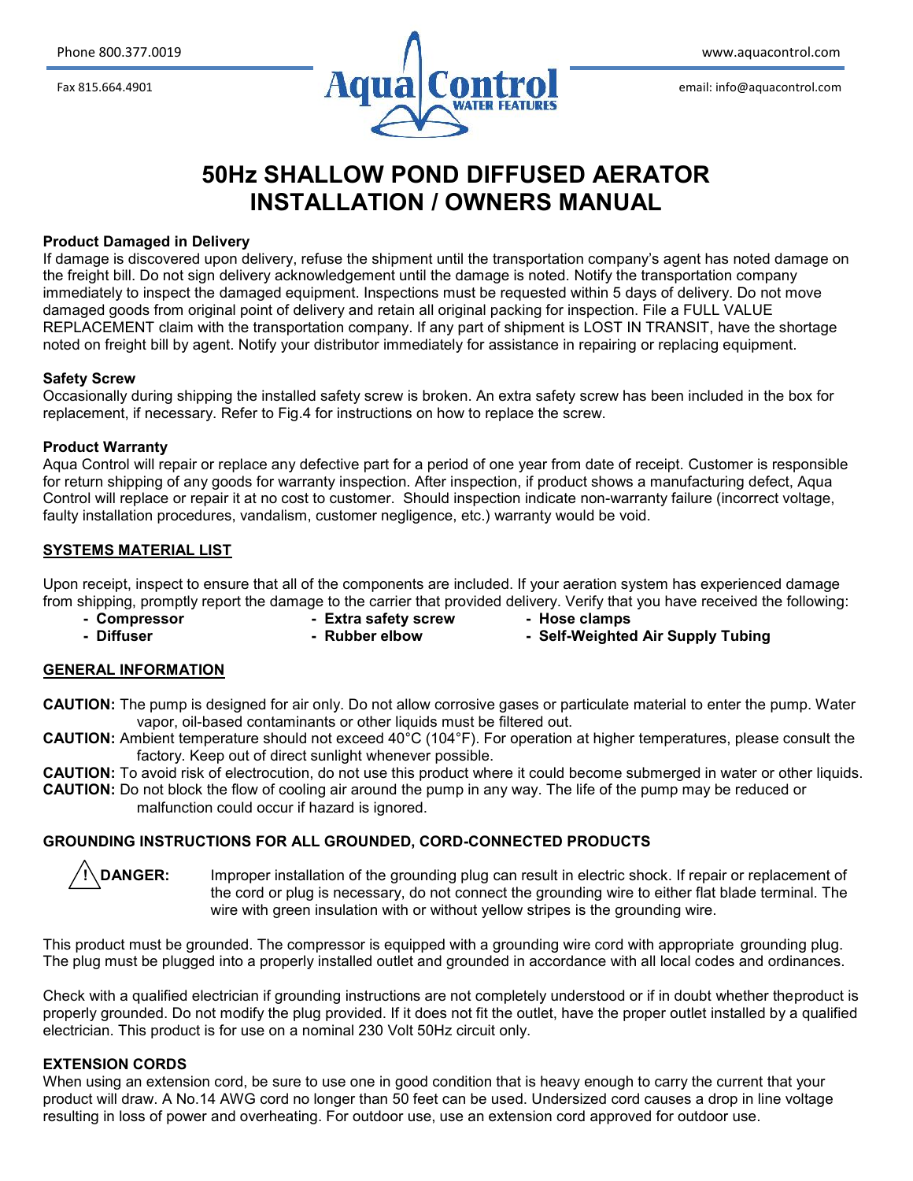Phone 800.377.0019

Fax 815.664.4901

www.aquacontrol.com

email: info@aquacontrol.com

# 50Hz SHALLOW POND DIFFUSED AERATOR INSTALLATION / OWNERS MANUAL

**Product Damaged in Delivery**
If damage is discovered upon delivery, refuse the shipment until the transportation company's agent has noted damage on the freight bill. Do not sign delivery acknowledgement until the damage is noted. Notify the transportation company immediately to inspect the damaged equipment. Inspections must be requested within 5 days of delivery. Do not move damaged goods from original point of delivery and retain all original packing for inspection. File a FULL VALUE REPLACEMENT claim with the transportation company. If any part of shipment is LOST IN TRANSIT, have the shortage noted on freight bill by agent. Notify your distributor immediately for assistance in repairing or replacing equipment.

**Safety Screw**
Occasionally during shipping the installed safety screw is broken. An extra safety screw has been included in the box for replacement, if necessary. Refer to Fig.4 for instructions on how to replace the screw.

**Product Warranty**
Aqua Control will repair or replace any defective part for a period of one year from date of receipt. Customer is responsible for return shipping of any goods for warranty inspection. After inspection, if product shows a manufacturing defect, Aqua Control will replace or repair it at no cost to customer. Should inspection indicate non-warranty failure (incorrect voltage, faulty installation procedures, vandalism, customer negligence, etc.) warranty would be void.

## SYSTEMS MATERIAL LIST

Upon receipt, inspect to ensure that all of the components are included. If your aeration system has experienced damage from shipping, promptly report the damage to the carrier that provided delivery. Verify that you have received the following:

- **Compressor**
- **Diffuser**
- **Extra safety screw**
- **Rubber elbow**
- **Hose clamps**
- **Self-Weighted Air Supply Tubing**

## GENERAL INFORMATION

**CAUTION:** The pump is designed for air only. Do not allow corrosive gases or particulate material to enter the pump. Water vapor, oil-based contaminants or other liquids must be filtered out.

**CAUTION:** Ambient temperature should not exceed 40°C (104°F). For operation at higher temperatures, please consult the factory. Keep out of direct sunlight whenever possible.

**CAUTION:** To avoid risk of electrocution, do not use this product where it could become submerged in water or other liquids.

**CAUTION:** Do not block the flow of cooling air around the pump in any way. The life of the pump may be reduced or malfunction could occur if hazard is ignored.

### GROUNDING INSTRUCTIONS FOR ALL GROUNDED, CORD-CONNECTED PRODUCTS

⚠ **DANGER:** Improper installation of the grounding plug can result in electric shock. If repair or replacement of the cord or plug is necessary, do not connect the grounding wire to either flat blade terminal. The wire with green insulation with or without yellow stripes is the grounding wire.

This product must be grounded. The compressor is equipped with a grounding wire cord with appropriate grounding plug. The plug must be plugged into a properly installed outlet and grounded in accordance with all local codes and ordinances.

Check with a qualified electrician if grounding instructions are not completely understood or if in doubt whether theproduct is properly grounded. Do not modify the plug provided. If it does not fit the outlet, have the proper outlet installed by a qualified electrician. This product is for use on a nominal 230 Volt 50Hz circuit only.

### EXTENSION CORDS

When using an extension cord, be sure to use one in good condition that is heavy enough to carry the current that your product will draw. A No.14 AWG cord no longer than 50 feet can be used. Undersized cord causes a drop in line voltage resulting in loss of power and overheating. For outdoor use, use an extension cord approved for outdoor use.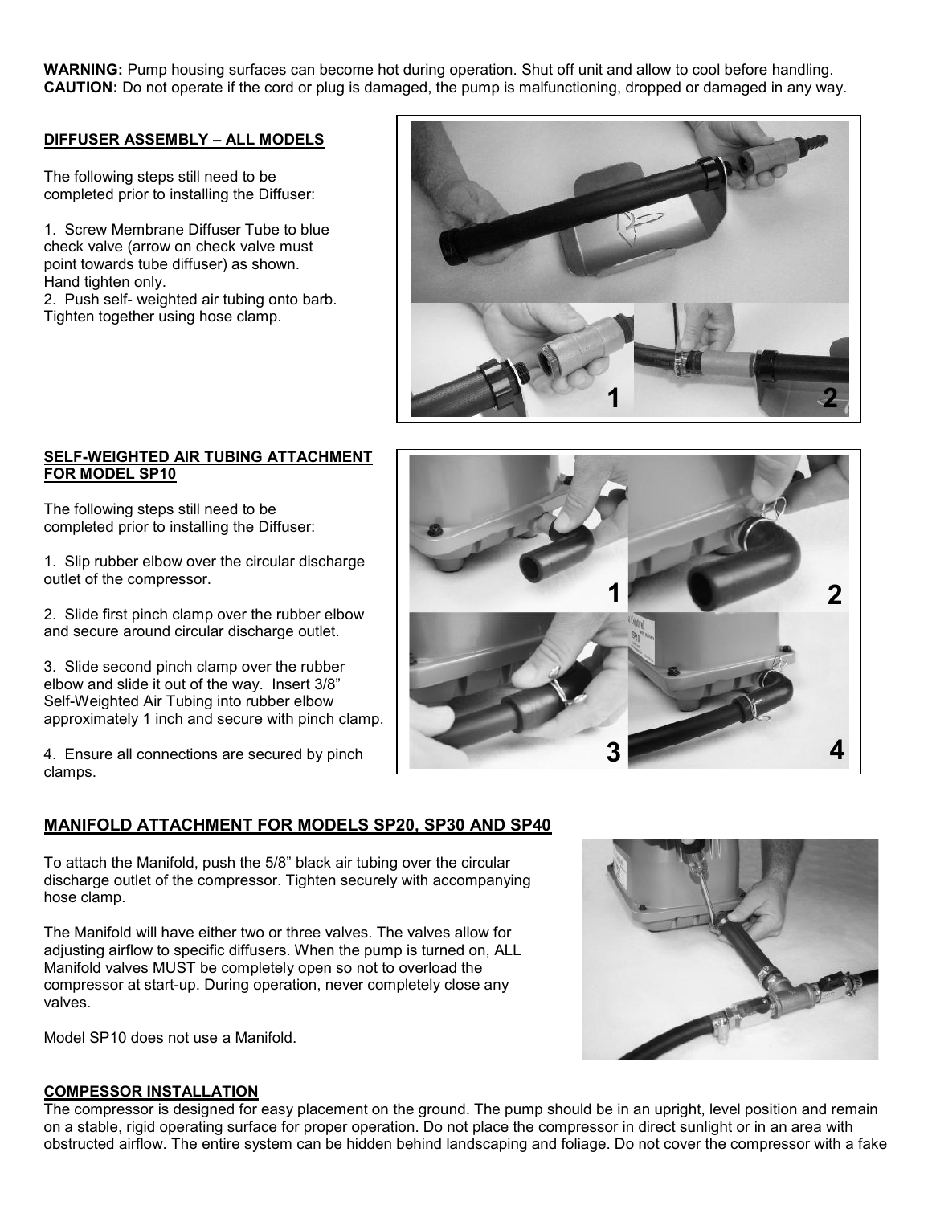**WARNING:** Pump housing surfaces can become hot during operation. Shut off unit and allow to cool before handling.
**CAUTION:** Do not operate if the cord or plug is damaged, the pump is malfunctioning, dropped or damaged in any way.

## DIFFUSER ASSEMBLY – ALL MODELS

The following steps still need to be completed prior to installing the Diffuser:

1. Screw Membrane Diffuser Tube to blue check valve (arrow on check valve must point towards tube diffuser) as shown. Hand tighten only.
2. Push self- weighted air tubing onto barb. Tighten together using hose clamp.

## SELF-WEIGHTED AIR TUBING ATTACHMENT FOR MODEL SP10

The following steps still need to be completed prior to installing the Diffuser:

1. Slip rubber elbow over the circular discharge outlet of the compressor.

2. Slide first pinch clamp over the rubber elbow and secure around circular discharge outlet.

3. Slide second pinch clamp over the rubber elbow and slide it out of the way. Insert 3/8" Self-Weighted Air Tubing into rubber elbow approximately 1 inch and secure with pinch clamp.

4. Ensure all connections are secured by pinch clamps.

## MANIFOLD ATTACHMENT FOR MODELS SP20, SP30 AND SP40

To attach the Manifold, push the 5/8" black air tubing over the circular discharge outlet of the compressor. Tighten securely with accompanying hose clamp.

The Manifold will have either two or three valves. The valves allow for adjusting airflow to specific diffusers. When the pump is turned on, ALL Manifold valves MUST be completely open so not to overload the compressor at start-up. During operation, never completely close any valves.

Model SP10 does not use a Manifold.

## COMPRESSOR INSTALLATION

The compressor is designed for easy placement on the ground. The pump should be in an upright, level position and remain on a stable, rigid operating surface for proper operation. Do not place the compressor in direct sunlight or in an area with obstructed airflow. The entire system can be hidden behind landscaping and foliage. Do not cover the compressor with a fake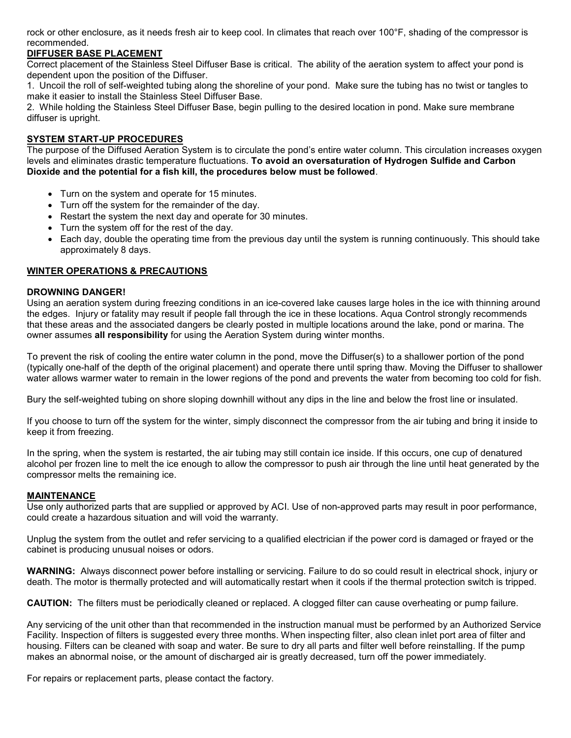rock or other enclosure, as it needs fresh air to keep cool. In climates that reach over 100°F, shading of the compressor is recommended.

## DIFFUSER BASE PLACEMENT

Correct placement of the Stainless Steel Diffuser Base is critical. The ability of the aeration system to affect your pond is dependent upon the position of the Diffuser.

1. Uncoil the roll of self-weighted tubing along the shoreline of your pond. Make sure the tubing has no twist or tangles to make it easier to install the Stainless Steel Diffuser Base.
2. While holding the Stainless Steel Diffuser Base, begin pulling to the desired location in pond. Make sure membrane diffuser is upright.

## SYSTEM START-UP PROCEDURES

The purpose of the Diffused Aeration System is to circulate the pond's entire water column. This circulation increases oxygen levels and eliminates drastic temperature fluctuations. **To avoid an oversaturation of Hydrogen Sulfide and Carbon Dioxide and the potential for a fish kill, the procedures below must be followed**.

- Turn on the system and operate for 15 minutes.
- Turn off the system for the remainder of the day.
- Restart the system the next day and operate for 30 minutes.
- Turn the system off for the rest of the day.
- Each day, double the operating time from the previous day until the system is running continuously. This should take approximately 8 days.

## WINTER OPERATIONS & PRECAUTIONS

**DROWNING DANGER!**

Using an aeration system during freezing conditions in an ice-covered lake causes large holes in the ice with thinning around the edges. Injury or fatality may result if people fall through the ice in these locations. Aqua Control strongly recommends that these areas and the associated dangers be clearly posted in multiple locations around the lake, pond or marina. The owner assumes **all responsibility** for using the Aeration System during winter months.

To prevent the risk of cooling the entire water column in the pond, move the Diffuser(s) to a shallower portion of the pond (typically one-half of the depth of the original placement) and operate there until spring thaw. Moving the Diffuser to shallower water allows warmer water to remain in the lower regions of the pond and prevents the water from becoming too cold for fish.

Bury the self-weighted tubing on shore sloping downhill without any dips in the line and below the frost line or insulated.

If you choose to turn off the system for the winter, simply disconnect the compressor from the air tubing and bring it inside to keep it from freezing.

In the spring, when the system is restarted, the air tubing may still contain ice inside. If this occurs, one cup of denatured alcohol per frozen line to melt the ice enough to allow the compressor to push air through the line until heat generated by the compressor melts the remaining ice.

## MAINTENANCE

Use only authorized parts that are supplied or approved by ACI. Use of non-approved parts may result in poor performance, could create a hazardous situation and will void the warranty.

Unplug the system from the outlet and refer servicing to a qualified electrician if the power cord is damaged or frayed or the cabinet is producing unusual noises or odors.

**WARNING:** Always disconnect power before installing or servicing. Failure to do so could result in electrical shock, injury or death. The motor is thermally protected and will automatically restart when it cools if the thermal protection switch is tripped.

**CAUTION:** The filters must be periodically cleaned or replaced. A clogged filter can cause overheating or pump failure.

Any servicing of the unit other than that recommended in the instruction manual must be performed by an Authorized Service Facility. Inspection of filters is suggested every three months. When inspecting filter, also clean inlet port area of filter and housing. Filters can be cleaned with soap and water. Be sure to dry all parts and filter well before reinstalling. If the pump makes an abnormal noise, or the amount of discharged air is greatly decreased, turn off the power immediately.

For repairs or replacement parts, please contact the factory.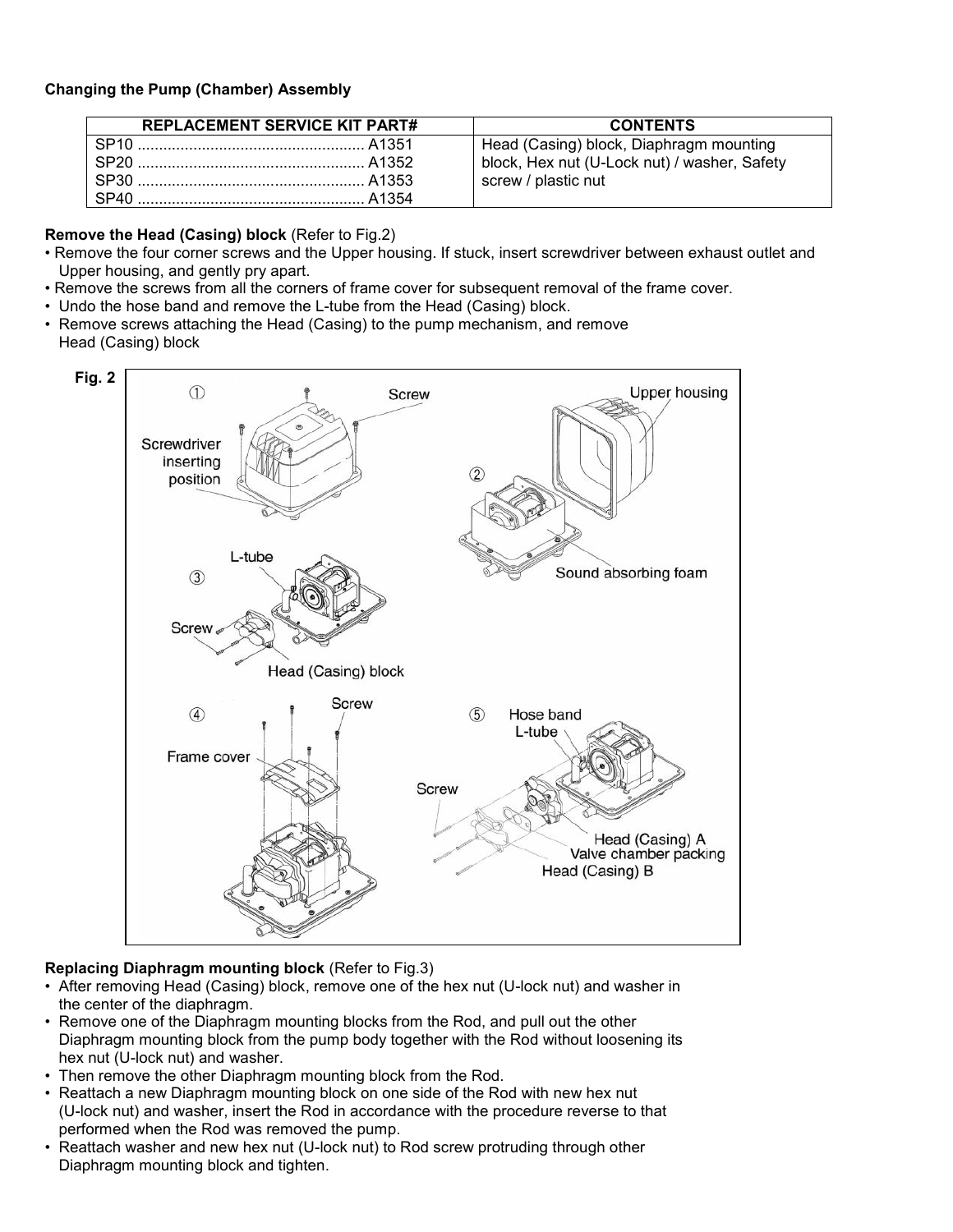**Changing the Pump (Chamber) Assembly**

| REPLACEMENT SERVICE KIT PART# | CONTENTS |
|---|---|
| SP10 .................................................... A1351<br>SP20 .................................................... A1352<br>SP30 .................................................... A1353<br>SP40 .................................................... A1354 | Head (Casing) block, Diaphragm mounting block, Hex nut (U-Lock nut) / washer, Safety screw / plastic nut |

**Remove the Head (Casing) block** (Refer to Fig.2)

- Remove the four corner screws and the Upper housing. If stuck, insert screwdriver between exhaust outlet and Upper housing, and gently pry apart.
- Remove the screws from all the corners of frame cover for subsequent removal of the frame cover.
- Undo the hose band and remove the L-tube from the Head (Casing) block.
- Remove screws attaching the Head (Casing) to the pump mechanism, and remove Head (Casing) block

Fig. 2

**Replacing Diaphragm mounting block** (Refer to Fig.3)

- After removing Head (Casing) block, remove one of the hex nut (U-lock nut) and washer in the center of the diaphragm.
- Remove one of the Diaphragm mounting blocks from the Rod, and pull out the other Diaphragm mounting block from the pump body together with the Rod without loosening its hex nut (U-lock nut) and washer.
- Then remove the other Diaphragm mounting block from the Rod.
- Reattach a new Diaphragm mounting block on one side of the Rod with new hex nut (U-lock nut) and washer, insert the Rod in accordance with the procedure reverse to that performed when the Rod was removed the pump.
- Reattach washer and new hex nut (U-lock nut) to Rod screw protruding through other Diaphragm mounting block and tighten.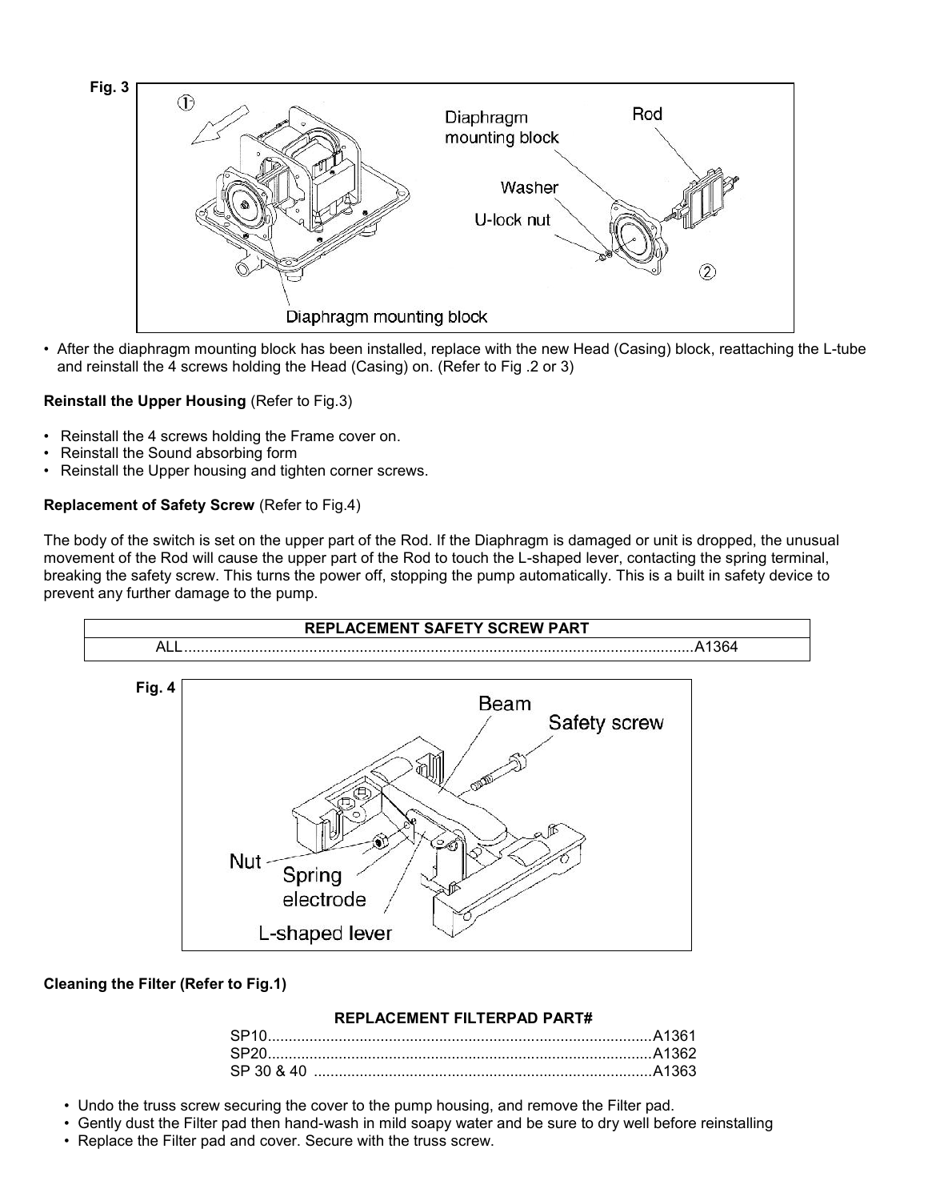Fig. 3

- After the diaphragm mounting block has been installed, replace with the new Head (Casing) block, reattaching the L-tube and reinstall the 4 screws holding the Head (Casing) on. (Refer to Fig .2 or 3)

**Reinstall the Upper Housing** (Refer to Fig.3)

- Reinstall the 4 screws holding the Frame cover on.
- Reinstall the Sound absorbing form
- Reinstall the Upper housing and tighten corner screws.

**Replacement of Safety Screw** (Refer to Fig.4)

The body of the switch is set on the upper part of the Rod. If the Diaphragm is damaged or unit is dropped, the unusual movement of the Rod will cause the upper part of the Rod to touch the L-shaped lever, contacting the spring terminal, breaking the safety screw. This turns the power off, stopping the pump automatically. This is a built in safety device to prevent any further damage to the pump.

| REPLACEMENT SAFETY SCREW PART | |
|---|---|
| ALL | A1364 |

Fig. 4

**Cleaning the Filter (Refer to Fig.1)**

| REPLACEMENT FILTERPAD PART# | |
|---|---|
| SP10 | A1361 |
| SP20 | A1362 |
| SP 30 & 40 | A1363 |

- Undo the truss screw securing the cover to the pump housing, and remove the Filter pad.
- Gently dust the Filter pad then hand-wash in mild soapy water and be sure to dry well before reinstalling
- Replace the Filter pad and cover. Secure with the truss screw.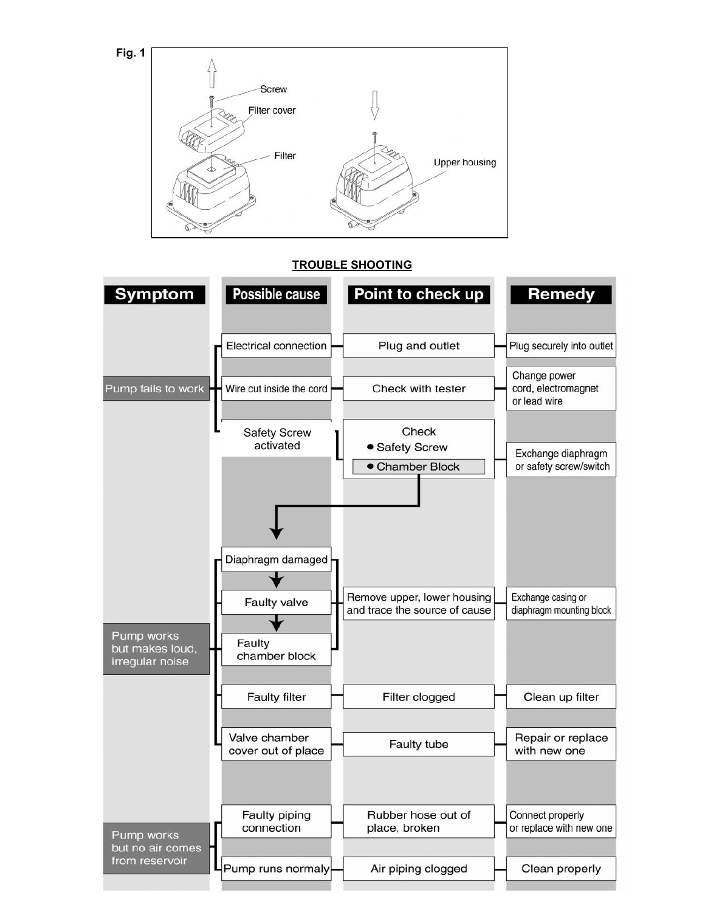**Fig. 1**

Screw

Filter cover

Filter

Upper housing

## TROUBLE SHOOTING

| Symptom | Possible cause | Point to check up | Remedy |
| --- | --- | --- | --- |
| Pump fails to work | Electrical connection | Plug and outlet | Plug securely into outlet |
| | Wire cut inside the cord | Check with tester | Change power cord, electromagnet or lead wire |
| | Safety Screw activated | Check • Safety Screw • Chamber Block | Exchange diaphragm or safety screw/switch |
| Pump works but makes loud, irregular noise | Diaphragm damaged → Faulty valve → Faulty chamber block | Remove upper, lower housing and trace the source of cause | Exchange casing or diaphragm mounting block |
| | Faulty filter | Filter clogged | Clean up filter |
| | Valve chamber cover out of place | Faulty tube | Repair or replace with new one |
| Pump works but no air comes from reservoir | Faulty piping connection | Rubber hose out of place, broken | Connect properly or replace with new one |
| | Pump runs normaly | Air piping clogged | Clean properly |